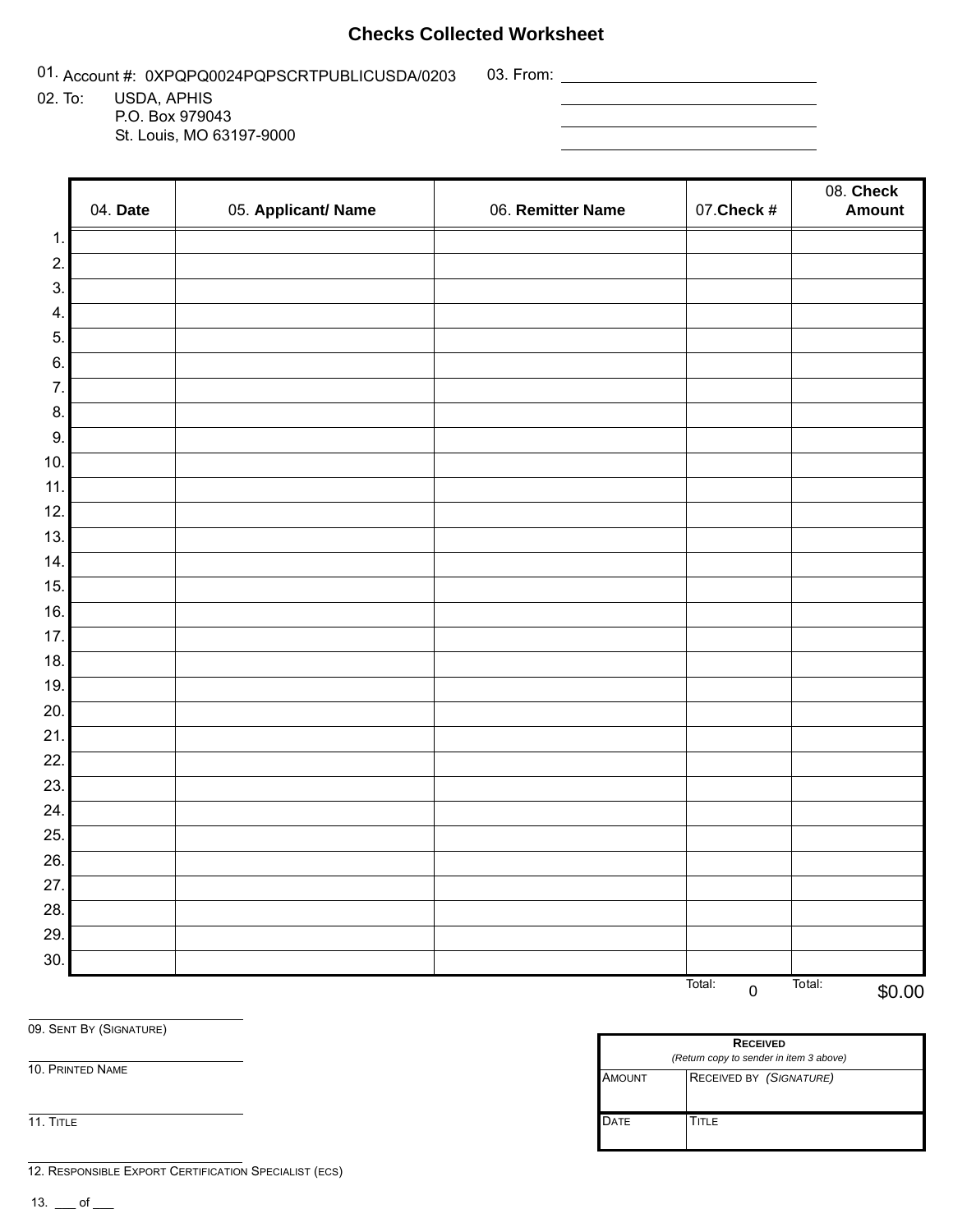# Checks Collected Worksheet

01. Account #: 0XPQPQ0024PQPSCRTPUBLICUSDA/0203

03. From: ______________________________

______________________________

______________________________

______________________________

02. To: USDA, APHIS
P.O. Box 979043
St. Louis, MO 63197-9000

| | 04. **Date** | 05. **Applicant/ Name** | 06. **Remitter Name** | 07.**Check #** | 08. **Check Amount** |
|---|---|---|---|---|---|
| 1. | | | | | |
| 2. | | | | | |
| 3. | | | | | |
| 4. | | | | | |
| 5. | | | | | |
| 6. | | | | | |
| 7. | | | | | |
| 8. | | | | | |
| 9. | | | | | |
| 10. | | | | | |
| 11. | | | | | |
| 12. | | | | | |
| 13. | | | | | |
| 14. | | | | | |
| 15. | | | | | |
| 16. | | | | | |
| 17. | | | | | |
| 18. | | | | | |
| 19. | | | | | |
| 20. | | | | | |
| 21. | | | | | |
| 22. | | | | | |
| 23. | | | | | |
| 24. | | | | | |
| 25. | | | | | |
| 26. | | | | | |
| 27. | | | | | |
| 28. | | | | | |
| 29. | | | | | |
| 30. | | | | | |
| | | | | Total: 0 | Total: $0.00 |

______________________________
09. SENT BY (SIGNATURE)

______________________________
10. PRINTED NAME

______________________________
11. TITLE

______________________________
12. RESPONSIBLE EXPORT CERTIFICATION SPECIALIST (ECS)

13. ___ of ___

| **RECEIVED** *(Return copy to sender in item 3 above)* | |
|---|---|
| AMOUNT | RECEIVED BY *(SIGNATURE)* |
| DATE | TITLE |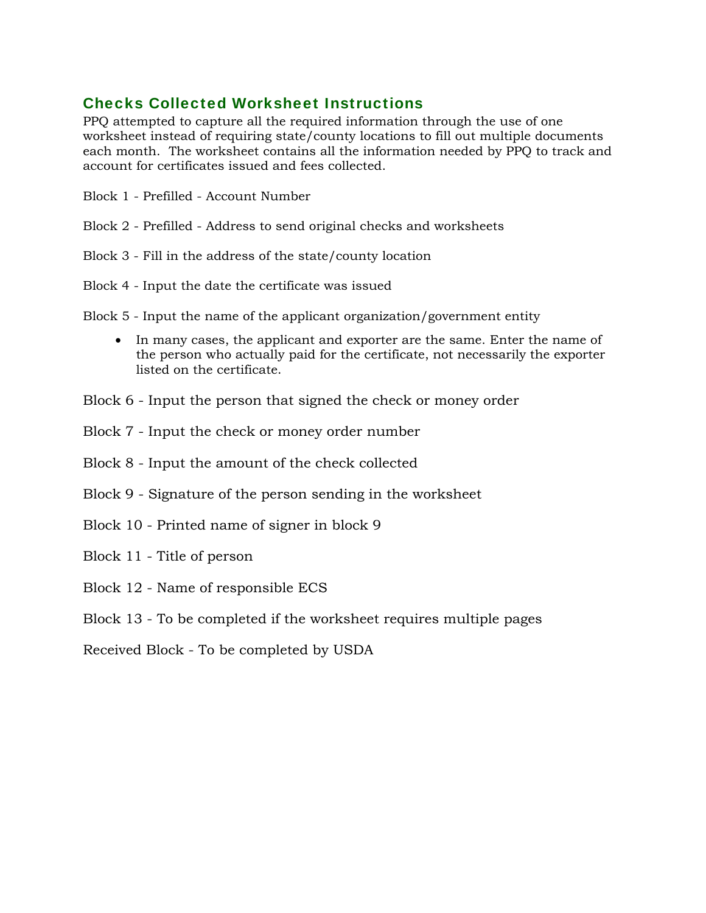## Checks Collected Worksheet Instructions

PPQ attempted to capture all the required information through the use of one worksheet instead of requiring state/county locations to fill out multiple documents each month. The worksheet contains all the information needed by PPQ to track and account for certificates issued and fees collected.

Block 1 - Prefilled - Account Number

Block 2 - Prefilled - Address to send original checks and worksheets

Block 3 - Fill in the address of the state/county location

Block 4 - Input the date the certificate was issued

Block 5 - Input the name of the applicant organization/government entity

- In many cases, the applicant and exporter are the same. Enter the name of the person who actually paid for the certificate, not necessarily the exporter listed on the certificate.

Block 6 - Input the person that signed the check or money order

Block 7 - Input the check or money order number

Block 8 - Input the amount of the check collected

Block 9 - Signature of the person sending in the worksheet

Block 10 - Printed name of signer in block 9

Block 11 - Title of person

Block 12 - Name of responsible ECS

Block 13 - To be completed if the worksheet requires multiple pages

Received Block - To be completed by USDA